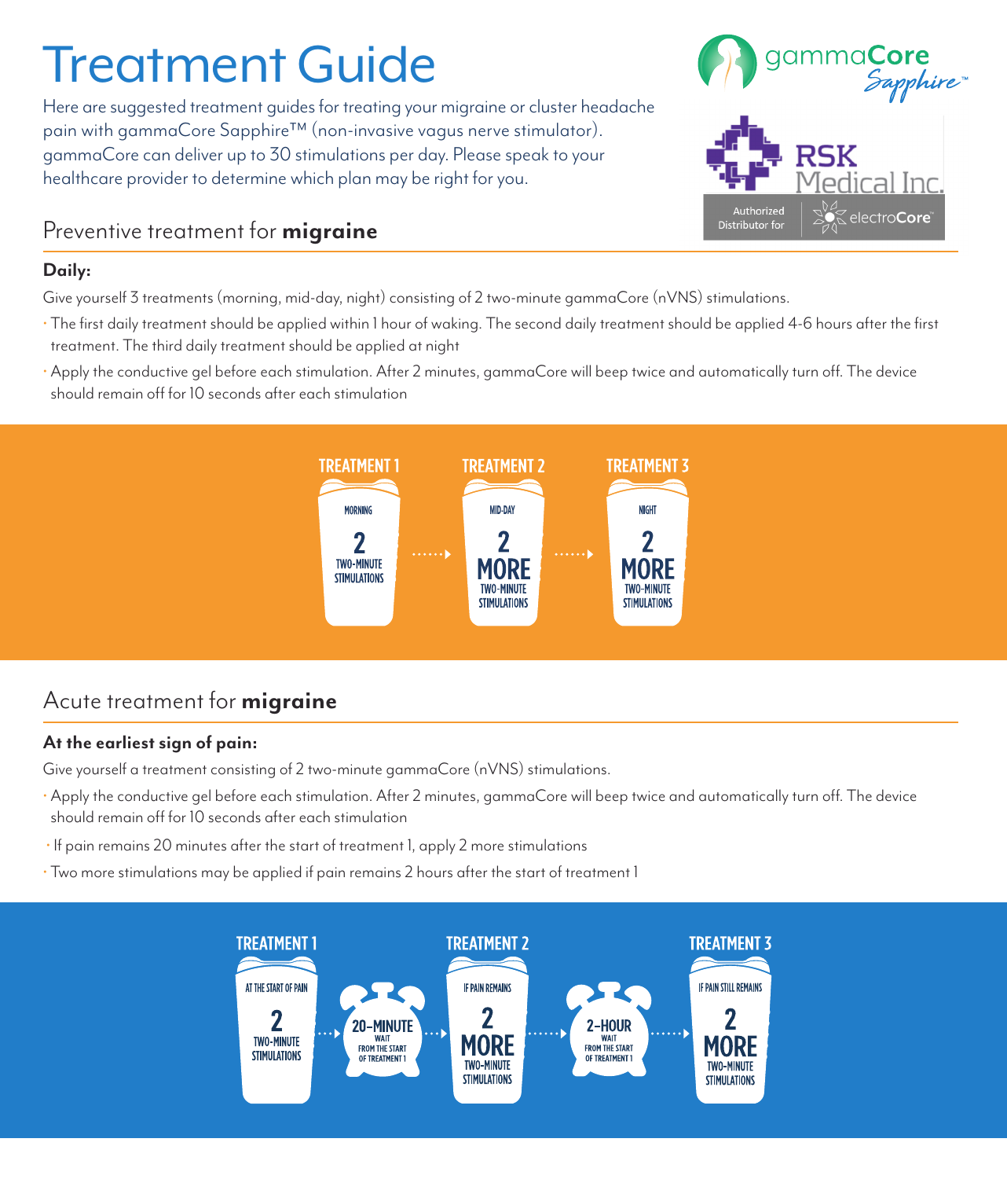# Treatment Guide

Here are suggested treatment guides for treating your migraine or cluster headache pain with gammaCore Sapphire™ (non-invasive vagus nerve stimulator). gammaCore can deliver up to 30 stimulations per day. Please speak to your healthcare provider to determine which plan may be right for you.

gammaCore Sapphire™

RSK Medical Inc.

Authorized Distributor for electroCore™

## Preventive treatment for **migraine**

**Daily:**

Give yourself 3 treatments (morning, mid-day, night) consisting of 2 two-minute gammaCore (nVNS) stimulations.

- The first daily treatment should be applied within 1 hour of waking. The second daily treatment should be applied 4-6 hours after the first treatment. The third daily treatment should be applied at night
- Apply the conductive gel before each stimulation. After 2 minutes, gammaCore will beep twice and automatically turn off. The device should remain off for 10 seconds after each stimulation

**TREATMENT 1** — MORNING: 2 TWO-MINUTE STIMULATIONS → **TREATMENT 2** — MID-DAY: 2 MORE TWO-MINUTE STIMULATIONS → **TREATMENT 3** — NIGHT: 2 MORE TWO-MINUTE STIMULATIONS

## Acute treatment for **migraine**

**At the earliest sign of pain:**

Give yourself a treatment consisting of 2 two-minute gammaCore (nVNS) stimulations.

- Apply the conductive gel before each stimulation. After 2 minutes, gammaCore will beep twice and automatically turn off. The device should remain off for 10 seconds after each stimulation
- If pain remains 20 minutes after the start of treatment 1, apply 2 more stimulations
- Two more stimulations may be applied if pain remains 2 hours after the start of treatment 1

**TREATMENT 1** — AT THE START OF PAIN: 2 TWO-MINUTE STIMULATIONS → 20-MINUTE WAIT FROM THE START OF TREATMENT 1 → **TREATMENT 2** — IF PAIN REMAINS: 2 MORE TWO-MINUTE STIMULATIONS → 2-HOUR WAIT FROM THE START OF TREATMENT 1 → **TREATMENT 3** — IF PAIN STILL REMAINS: 2 MORE TWO-MINUTE STIMULATIONS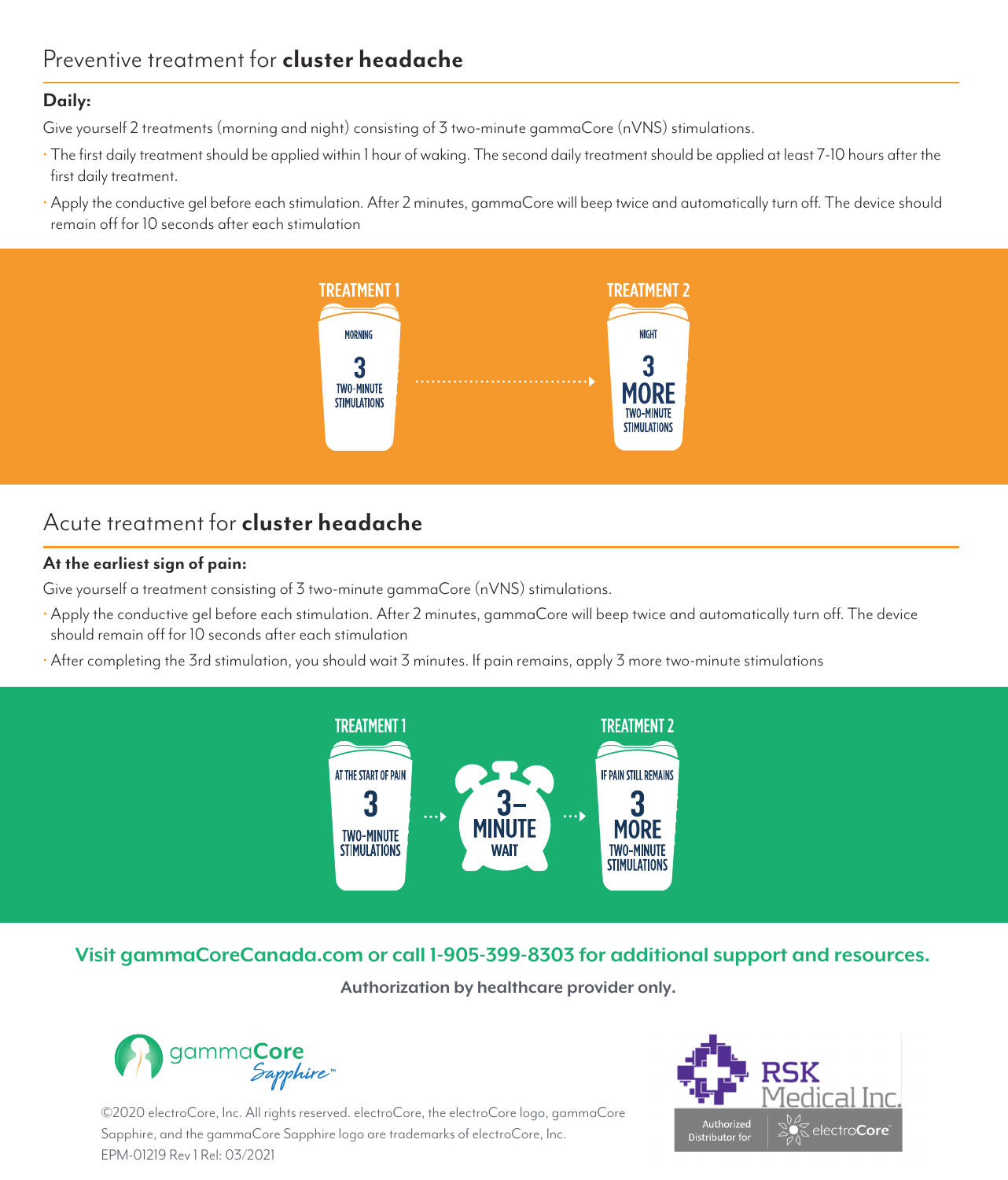## Preventive treatment for **cluster headache**

**Daily:**

Give yourself 2 treatments (morning and night) consisting of 3 two-minute gammaCore (nVNS) stimulations.

- The first daily treatment should be applied within 1 hour of waking. The second daily treatment should be applied at least 7-10 hours after the first daily treatment.
- Apply the conductive gel before each stimulation. After 2 minutes, gammaCore will beep twice and automatically turn off. The device should remain off for 10 seconds after each stimulation

TREATMENT 1
MORNING
3
TWO-MINUTE STIMULATIONS

TREATMENT 2
NIGHT
3
MORE
TWO-MINUTE STIMULATIONS

## Acute treatment for **cluster headache**

**At the earliest sign of pain:**

Give yourself a treatment consisting of 3 two-minute gammaCore (nVNS) stimulations.

- Apply the conductive gel before each stimulation. After 2 minutes, gammaCore will beep twice and automatically turn off. The device should remain off for 10 seconds after each stimulation
- After completing the 3rd stimulation, you should wait 3 minutes. If pain remains, apply 3 more two-minute stimulations

TREATMENT 1
AT THE START OF PAIN
3
TWO-MINUTE STIMULATIONS

3-
MINUTE
WAIT

TREATMENT 2
IF PAIN STILL REMAINS
3
MORE
TWO-MINUTE STIMULATIONS

**Visit gammaCoreCanada.com or call 1-905-399-8303 for additional support and resources.**

**Authorization by healthcare provider only.**

gammaCore Sapphire™

©2020 electroCore, Inc. All rights reserved. electroCore, the electroCore logo, gammaCore Sapphire, and the gammaCore Sapphire logo are trademarks of electroCore, Inc.
EPM-01219 Rev 1 Rel: 03/2021

RSK Medical Inc.
Authorized Distributor for electroCore